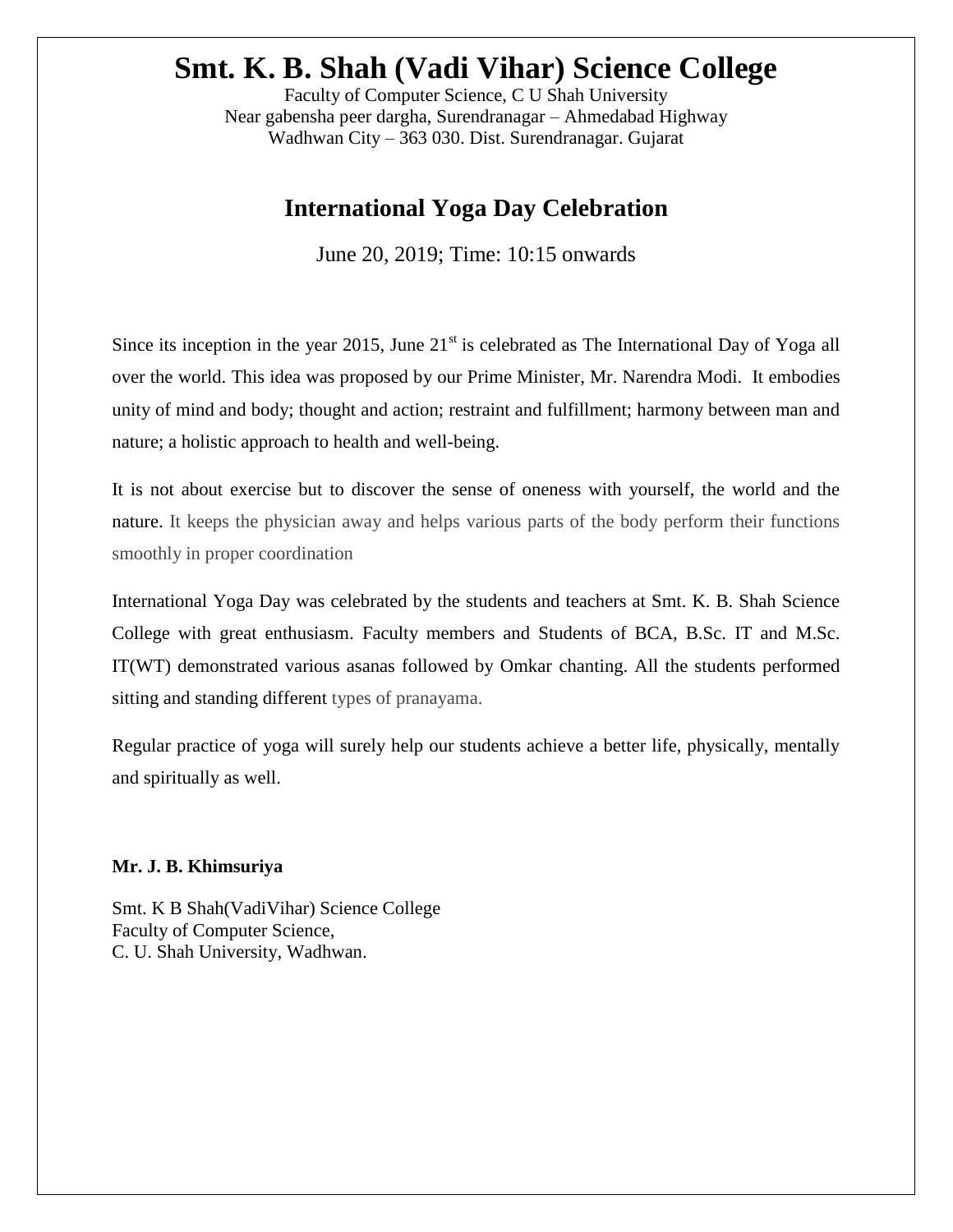# Smt. K. B. Shah (Vadi Vihar) Science College

Faculty of Computer Science, C U Shah University
Near gabensha peer dargha, Surendranagar – Ahmedabad Highway
Wadhwan City – 363 030. Dist. Surendranagar. Gujarat

## International Yoga Day Celebration

June 20, 2019; Time: 10:15 onwards

Since its inception in the year 2015, June 21st is celebrated as The International Day of Yoga all over the world. This idea was proposed by our Prime Minister, Mr. Narendra Modi. It embodies unity of mind and body; thought and action; restraint and fulfillment; harmony between man and nature; a holistic approach to health and well-being.

It is not about exercise but to discover the sense of oneness with yourself, the world and the nature. It keeps the physician away and helps various parts of the body perform their functions smoothly in proper coordination

International Yoga Day was celebrated by the students and teachers at Smt. K. B. Shah Science College with great enthusiasm. Faculty members and Students of BCA, B.Sc. IT and M.Sc. IT(WT) demonstrated various asanas followed by Omkar chanting. All the students performed sitting and standing different types of pranayama.

Regular practice of yoga will surely help our students achieve a better life, physically, mentally and spiritually as well.

**Mr. J. B. Khimsuriya**

Smt. K B Shah(VadiVihar) Science College
Faculty of Computer Science,
C. U. Shah University, Wadhwan.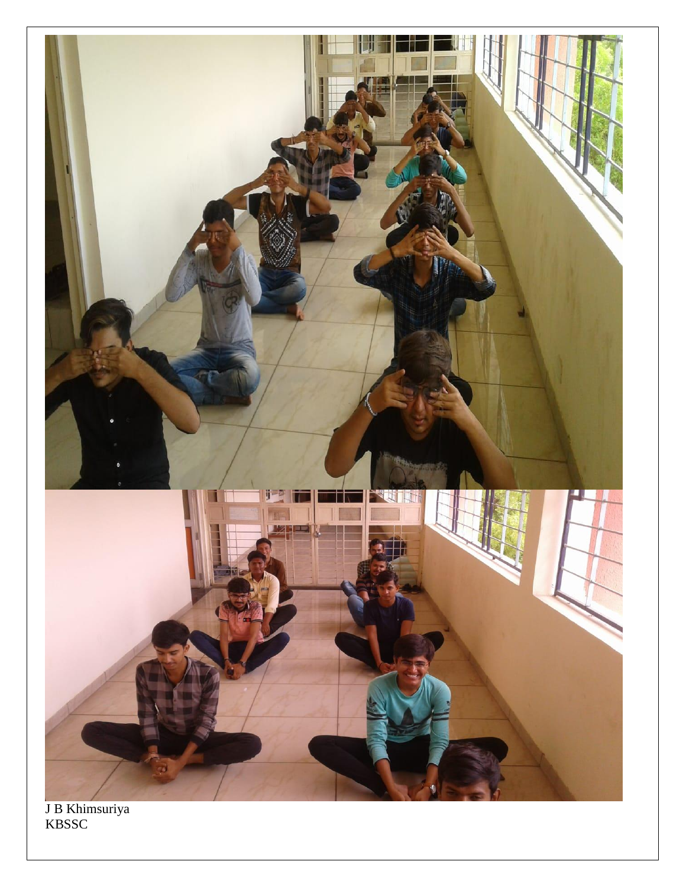J B Khimsuriya
KBSSC